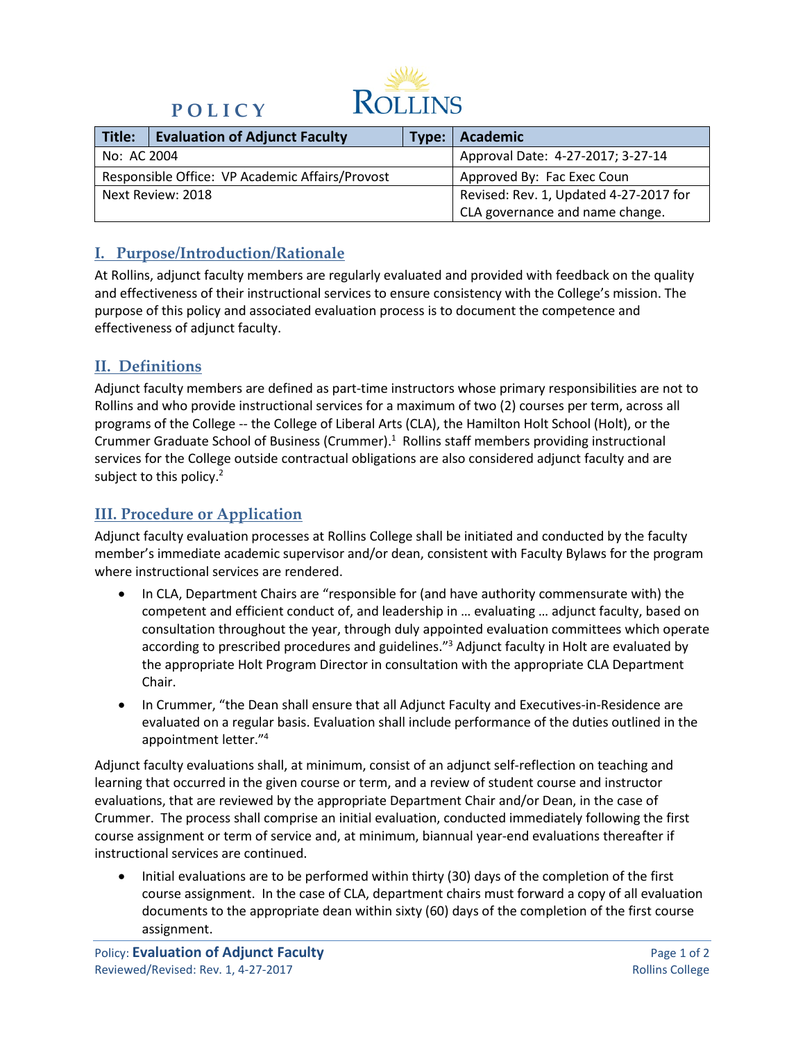# POLICY

ROLLINS

| Title: | Evaluation of Adjunct Faculty | Type: | Academic |
|---|---|---|---|
| No: AC 2004 | | | Approval Date: 4-27-2017; 3-27-14 |
| Responsible Office: VP Academic Affairs/Provost | | | Approved By: Fac Exec Coun |
| Next Review: 2018 | | | Revised: Rev. 1, Updated 4-27-2017 for CLA governance and name change. |

## I. Purpose/Introduction/Rationale

At Rollins, adjunct faculty members are regularly evaluated and provided with feedback on the quality and effectiveness of their instructional services to ensure consistency with the College's mission. The purpose of this policy and associated evaluation process is to document the competence and effectiveness of adjunct faculty.

## II. Definitions

Adjunct faculty members are defined as part-time instructors whose primary responsibilities are not to Rollins and who provide instructional services for a maximum of two (2) courses per term, across all programs of the College -- the College of Liberal Arts (CLA), the Hamilton Holt School (Holt), or the Crummer Graduate School of Business (Crummer).[1] Rollins staff members providing instructional services for the College outside contractual obligations are also considered adjunct faculty and are subject to this policy.[2]

## III. Procedure or Application

Adjunct faculty evaluation processes at Rollins College shall be initiated and conducted by the faculty member's immediate academic supervisor and/or dean, consistent with Faculty Bylaws for the program where instructional services are rendered.

- In CLA, Department Chairs are "responsible for (and have authority commensurate with) the competent and efficient conduct of, and leadership in … evaluating … adjunct faculty, based on consultation throughout the year, through duly appointed evaluation committees which operate according to prescribed procedures and guidelines."[3] Adjunct faculty in Holt are evaluated by the appropriate Holt Program Director in consultation with the appropriate CLA Department Chair.
- In Crummer, "the Dean shall ensure that all Adjunct Faculty and Executives-in-Residence are evaluated on a regular basis. Evaluation shall include performance of the duties outlined in the appointment letter."[4]

Adjunct faculty evaluations shall, at minimum, consist of an adjunct self-reflection on teaching and learning that occurred in the given course or term, and a review of student course and instructor evaluations, that are reviewed by the appropriate Department Chair and/or Dean, in the case of Crummer. The process shall comprise an initial evaluation, conducted immediately following the first course assignment or term of service and, at minimum, biannual year-end evaluations thereafter if instructional services are continued.

- Initial evaluations are to be performed within thirty (30) days of the completion of the first course assignment. In the case of CLA, department chairs must forward a copy of all evaluation documents to the appropriate dean within sixty (60) days of the completion of the first course assignment.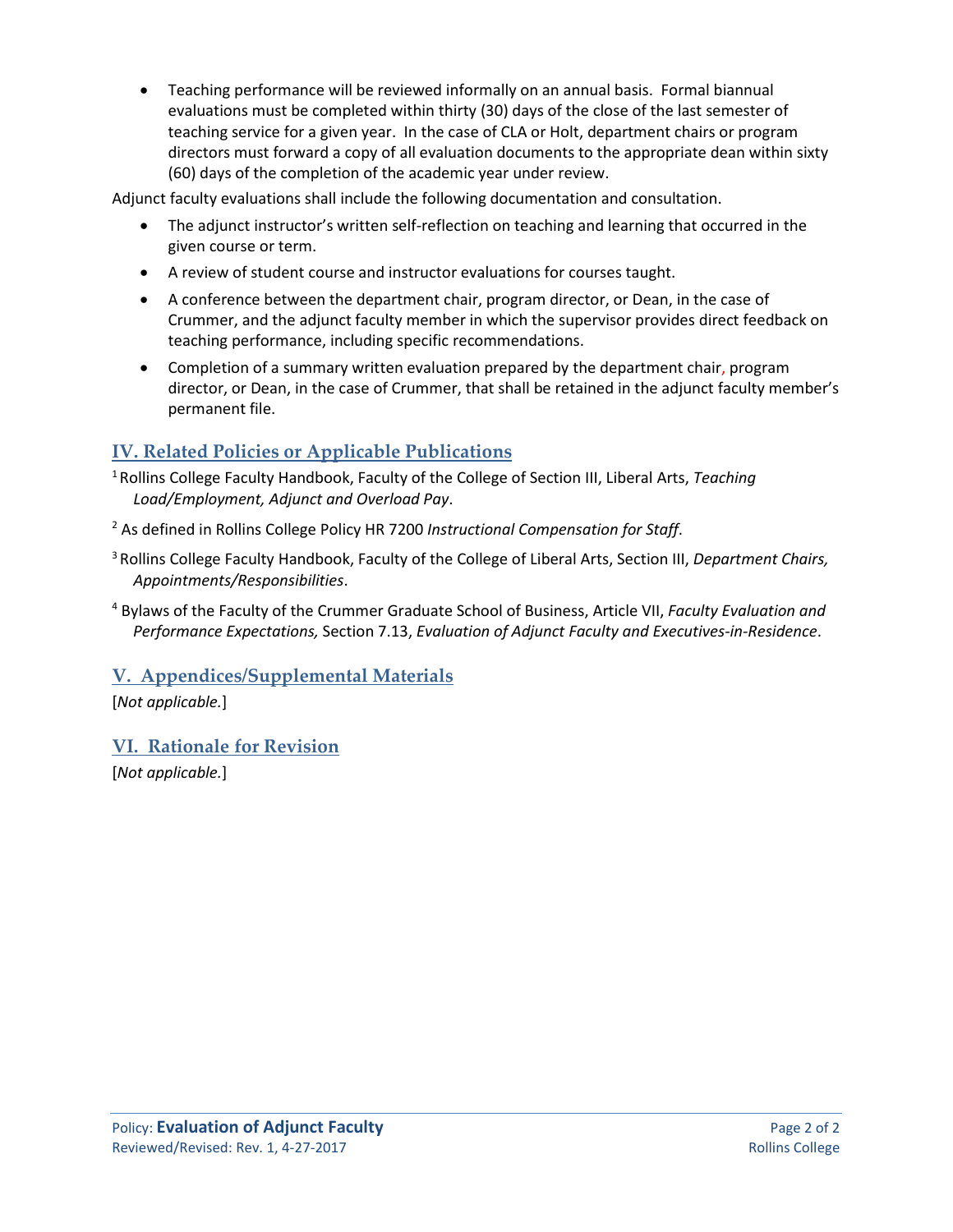- Teaching performance will be reviewed informally on an annual basis. Formal biannual evaluations must be completed within thirty (30) days of the close of the last semester of teaching service for a given year. In the case of CLA or Holt, department chairs or program directors must forward a copy of all evaluation documents to the appropriate dean within sixty (60) days of the completion of the academic year under review.

Adjunct faculty evaluations shall include the following documentation and consultation.

- The adjunct instructor's written self-reflection on teaching and learning that occurred in the given course or term.
- A review of student course and instructor evaluations for courses taught.
- A conference between the department chair, program director, or Dean, in the case of Crummer, and the adjunct faculty member in which the supervisor provides direct feedback on teaching performance, including specific recommendations.
- Completion of a summary written evaluation prepared by the department chair, program director, or Dean, in the case of Crummer, that shall be retained in the adjunct faculty member's permanent file.

## IV. Related Policies or Applicable Publications

[1] Rollins College Faculty Handbook, Faculty of the College of Section III, Liberal Arts, *Teaching Load/Employment, Adjunct and Overload Pay*.

[2] As defined in Rollins College Policy HR 7200 *Instructional Compensation for Staff*.

[3] Rollins College Faculty Handbook, Faculty of the College of Liberal Arts, Section III, *Department Chairs, Appointments/Responsibilities*.

[4] Bylaws of the Faculty of the Crummer Graduate School of Business, Article VII, *Faculty Evaluation and Performance Expectations,* Section 7.13, *Evaluation of Adjunct Faculty and Executives-in-Residence*.

## V. Appendices/Supplemental Materials

[*Not applicable.*]

## VI. Rationale for Revision

[*Not applicable.*]